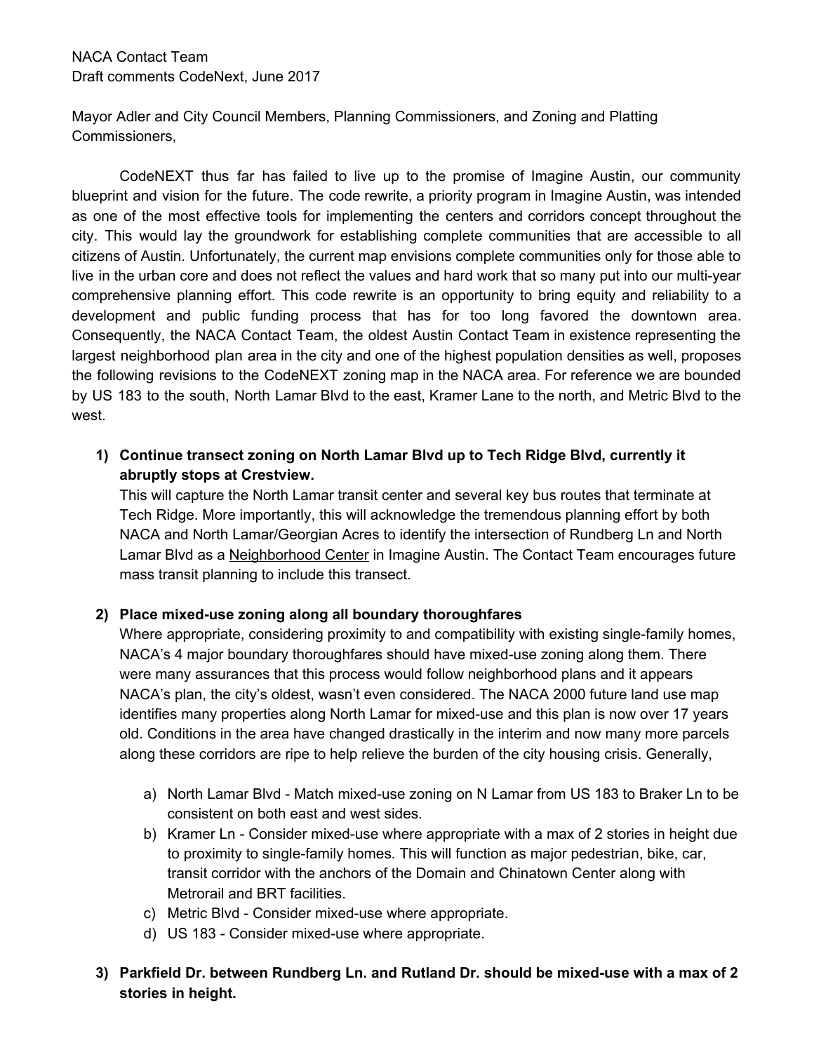NACA Contact Team
Draft comments CodeNext, June 2017

Mayor Adler and City Council Members, Planning Commissioners, and Zoning and Platting Commissioners,

CodeNEXT thus far has failed to live up to the promise of Imagine Austin, our community blueprint and vision for the future. The code rewrite, a priority program in Imagine Austin, was intended as one of the most effective tools for implementing the centers and corridors concept throughout the city. This would lay the groundwork for establishing complete communities that are accessible to all citizens of Austin. Unfortunately, the current map envisions complete communities only for those able to live in the urban core and does not reflect the values and hard work that so many put into our multi-year comprehensive planning effort. This code rewrite is an opportunity to bring equity and reliability to a development and public funding process that has for too long favored the downtown area. Consequently, the NACA Contact Team, the oldest Austin Contact Team in existence representing the largest neighborhood plan area in the city and one of the highest population densities as well, proposes the following revisions to the CodeNEXT zoning map in the NACA area. For reference we are bounded by US 183 to the south, North Lamar Blvd to the east, Kramer Lane to the north, and Metric Blvd to the west.

1) **Continue transect zoning on North Lamar Blvd up to Tech Ridge Blvd, currently it abruptly stops at Crestview.**
   This will capture the North Lamar transit center and several key bus routes that terminate at Tech Ridge. More importantly, this will acknowledge the tremendous planning effort by both NACA and North Lamar/Georgian Acres to identify the intersection of Rundberg Ln and North Lamar Blvd as a Neighborhood Center in Imagine Austin. The Contact Team encourages future mass transit planning to include this transect.

2) **Place mixed-use zoning along all boundary thoroughfares**
   Where appropriate, considering proximity to and compatibility with existing single-family homes, NACA's 4 major boundary thoroughfares should have mixed-use zoning along them. There were many assurances that this process would follow neighborhood plans and it appears NACA's plan, the city's oldest, wasn't even considered. The NACA 2000 future land use map identifies many properties along North Lamar for mixed-use and this plan is now over 17 years old. Conditions in the area have changed drastically in the interim and now many more parcels along these corridors are ripe to help relieve the burden of the city housing crisis. Generally,

   a) North Lamar Blvd - Match mixed-use zoning on N Lamar from US 183 to Braker Ln to be consistent on both east and west sides.
   b) Kramer Ln - Consider mixed-use where appropriate with a max of 2 stories in height due to proximity to single-family homes. This will function as major pedestrian, bike, car, transit corridor with the anchors of the Domain and Chinatown Center along with Metrorail and BRT facilities.
   c) Metric Blvd - Consider mixed-use where appropriate.
   d) US 183 - Consider mixed-use where appropriate.

3) **Parkfield Dr. between Rundberg Ln. and Rutland Dr. should be mixed-use with a max of 2 stories in height.**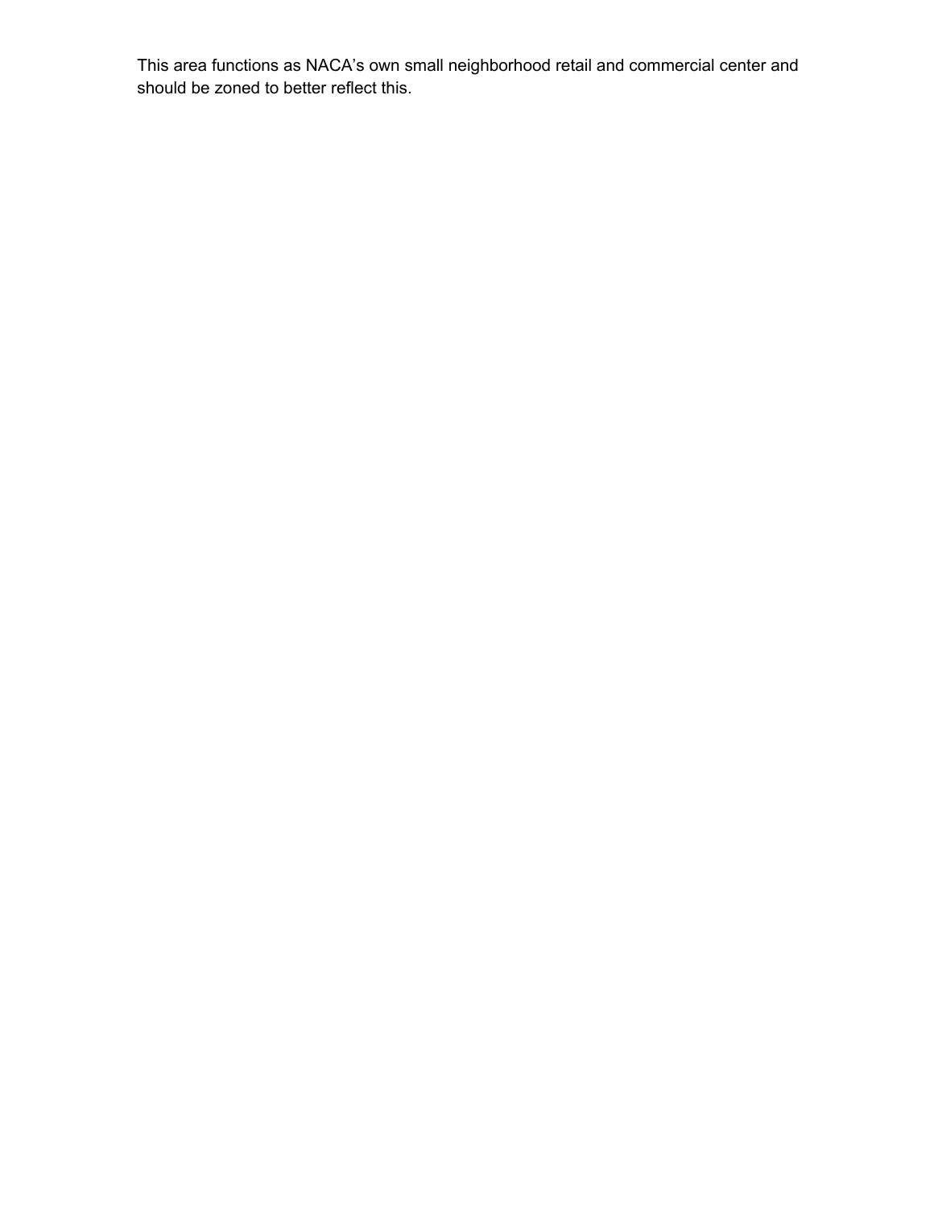This area functions as NACA’s own small neighborhood retail and commercial center and should be zoned to better reflect this.